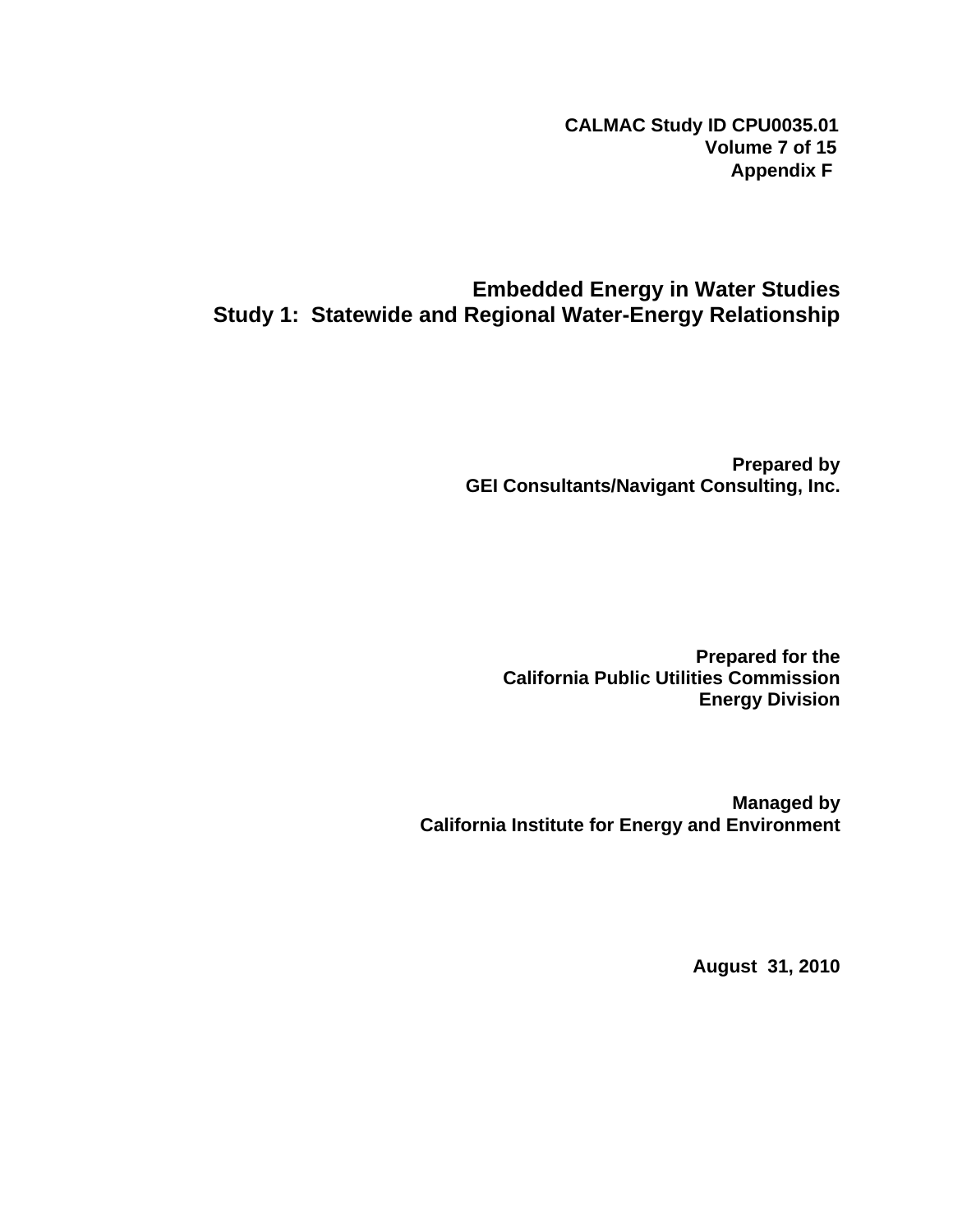**CALMAC Study ID CPU0035.01**
**Volume 7 of 15**
**Appendix F**

# Embedded Energy in Water Studies
# Study 1: Statewide and Regional Water-Energy Relationship

**Prepared by**
**GEI Consultants/Navigant Consulting, Inc.**

**Prepared for the**
**California Public Utilities Commission**
**Energy Division**

**Managed by**
**California Institute for Energy and Environment**

**August 31, 2010**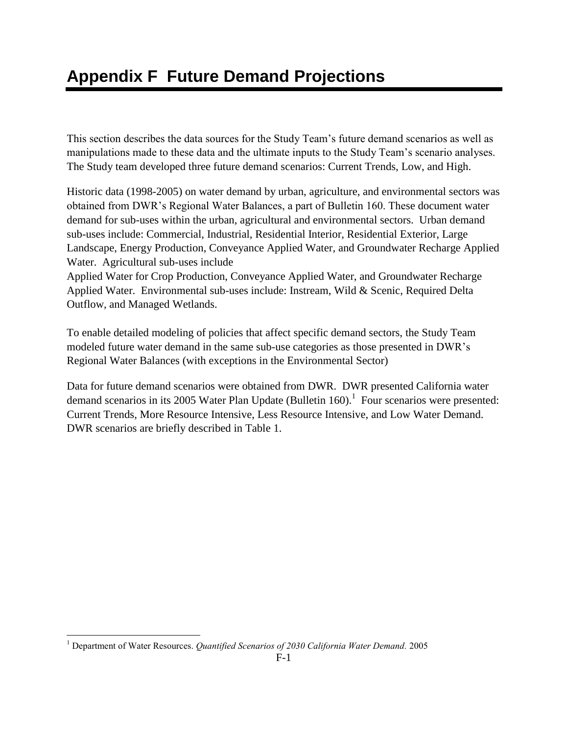# Appendix F  Future Demand Projections

This section describes the data sources for the Study Team's future demand scenarios as well as manipulations made to these data and the ultimate inputs to the Study Team's scenario analyses. The Study team developed three future demand scenarios: Current Trends, Low, and High.

Historic data (1998-2005) on water demand by urban, agriculture, and environmental sectors was obtained from DWR's Regional Water Balances, a part of Bulletin 160. These document water demand for sub-uses within the urban, agricultural and environmental sectors.  Urban demand sub-uses include: Commercial, Industrial, Residential Interior, Residential Exterior, Large Landscape, Energy Production, Conveyance Applied Water, and Groundwater Recharge Applied Water.  Agricultural sub-uses include
Applied Water for Crop Production, Conveyance Applied Water, and Groundwater Recharge Applied Water.  Environmental sub-uses include: Instream, Wild & Scenic, Required Delta Outflow, and Managed Wetlands.

To enable detailed modeling of policies that affect specific demand sectors, the Study Team modeled future water demand in the same sub-use categories as those presented in DWR's Regional Water Balances (with exceptions in the Environmental Sector)

Data for future demand scenarios were obtained from DWR.  DWR presented California water demand scenarios in its 2005 Water Plan Update (Bulletin 160).[1]  Four scenarios were presented: Current Trends, More Resource Intensive, Less Resource Intensive, and Low Water Demand. DWR scenarios are briefly described in Table 1.

[1] Department of Water Resources. *Quantified Scenarios of 2030 California Water Demand.* 2005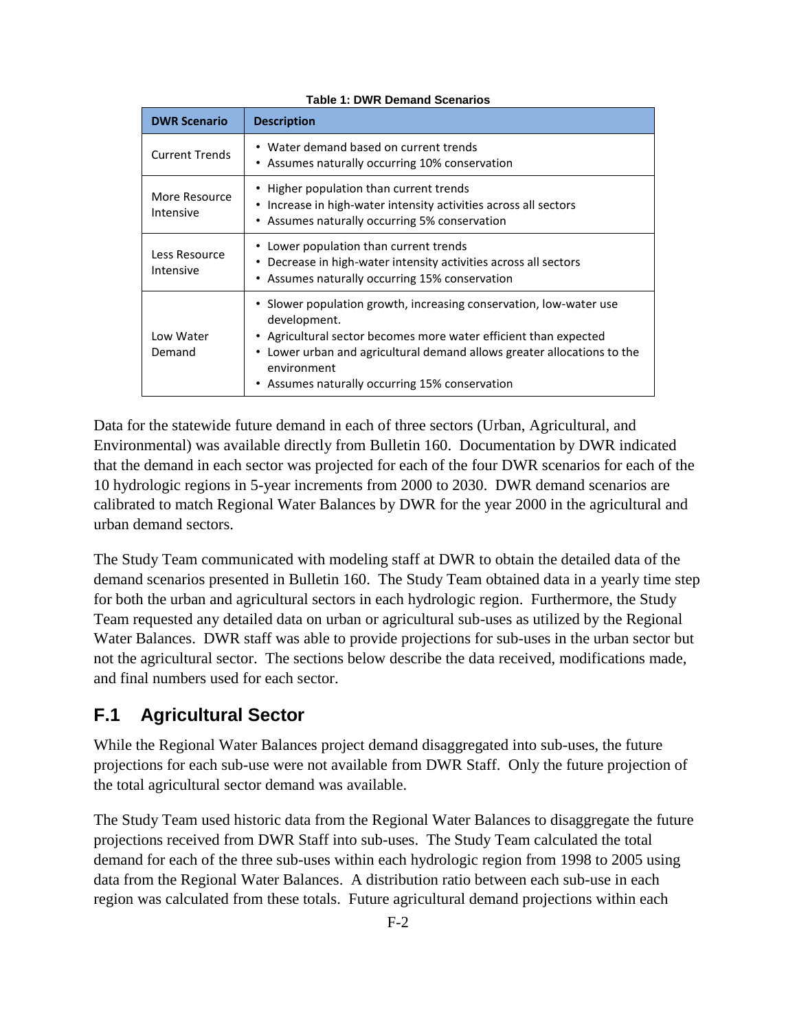**Table 1: DWR Demand Scenarios**

| DWR Scenario | Description |
| --- | --- |
| Current Trends | • Water demand based on current trends<br>• Assumes naturally occurring 10% conservation |
| More Resource Intensive | • Higher population than current trends<br>• Increase in high-water intensity activities across all sectors<br>• Assumes naturally occurring 5% conservation |
| Less Resource Intensive | • Lower population than current trends<br>• Decrease in high-water intensity activities across all sectors<br>• Assumes naturally occurring 15% conservation |
| Low Water Demand | • Slower population growth, increasing conservation, low-water use development.<br>• Agricultural sector becomes more water efficient than expected<br>• Lower urban and agricultural demand allows greater allocations to the environment<br>• Assumes naturally occurring 15% conservation |

Data for the statewide future demand in each of three sectors (Urban, Agricultural, and Environmental) was available directly from Bulletin 160. Documentation by DWR indicated that the demand in each sector was projected for each of the four DWR scenarios for each of the 10 hydrologic regions in 5-year increments from 2000 to 2030. DWR demand scenarios are calibrated to match Regional Water Balances by DWR for the year 2000 in the agricultural and urban demand sectors.

The Study Team communicated with modeling staff at DWR to obtain the detailed data of the demand scenarios presented in Bulletin 160. The Study Team obtained data in a yearly time step for both the urban and agricultural sectors in each hydrologic region. Furthermore, the Study Team requested any detailed data on urban or agricultural sub-uses as utilized by the Regional Water Balances. DWR staff was able to provide projections for sub-uses in the urban sector but not the agricultural sector. The sections below describe the data received, modifications made, and final numbers used for each sector.

## F.1 Agricultural Sector

While the Regional Water Balances project demand disaggregated into sub-uses, the future projections for each sub-use were not available from DWR Staff. Only the future projection of the total agricultural sector demand was available.

The Study Team used historic data from the Regional Water Balances to disaggregate the future projections received from DWR Staff into sub-uses. The Study Team calculated the total demand for each of the three sub-uses within each hydrologic region from 1998 to 2005 using data from the Regional Water Balances. A distribution ratio between each sub-use in each region was calculated from these totals. Future agricultural demand projections within each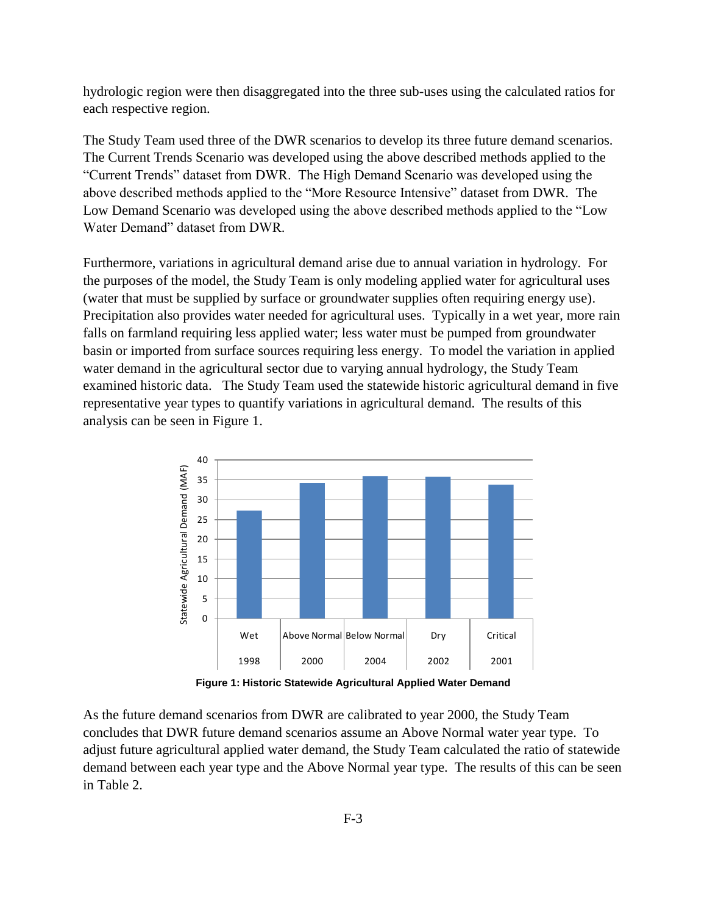hydrologic region were then disaggregated into the three sub-uses using the calculated ratios for each respective region.

The Study Team used three of the DWR scenarios to develop its three future demand scenarios. The Current Trends Scenario was developed using the above described methods applied to the "Current Trends" dataset from DWR. The High Demand Scenario was developed using the above described methods applied to the "More Resource Intensive" dataset from DWR. The Low Demand Scenario was developed using the above described methods applied to the "Low Water Demand" dataset from DWR.

Furthermore, variations in agricultural demand arise due to annual variation in hydrology. For the purposes of the model, the Study Team is only modeling applied water for agricultural uses (water that must be supplied by surface or groundwater supplies often requiring energy use). Precipitation also provides water needed for agricultural uses. Typically in a wet year, more rain falls on farmland requiring less applied water; less water must be pumped from groundwater basin or imported from surface sources requiring less energy. To model the variation in applied water demand in the agricultural sector due to varying annual hydrology, the Study Team examined historic data. The Study Team used the statewide historic agricultural demand in five representative year types to quantify variations in agricultural demand. The results of this analysis can be seen in Figure 1.

**Figure 1: Historic Statewide Agricultural Applied Water Demand**

As the future demand scenarios from DWR are calibrated to year 2000, the Study Team concludes that DWR future demand scenarios assume an Above Normal water year type. To adjust future agricultural applied water demand, the Study Team calculated the ratio of statewide demand between each year type and the Above Normal year type. The results of this can be seen in Table 2.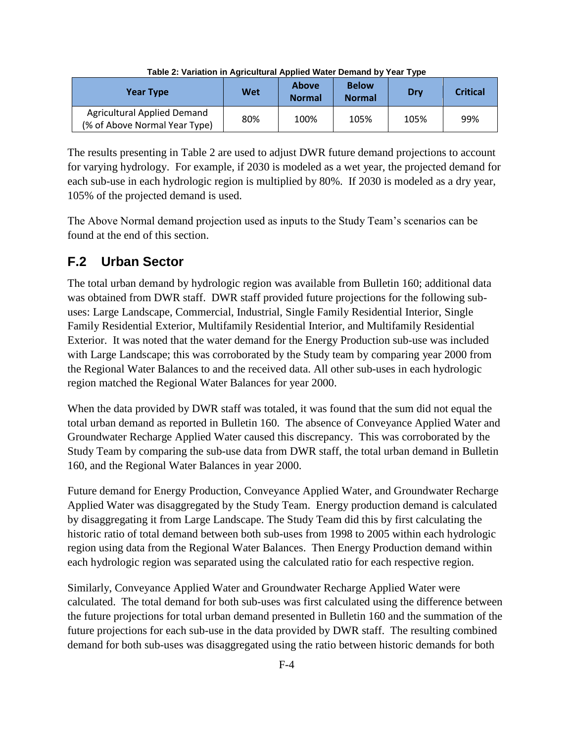Table 2: Variation in Agricultural Applied Water Demand by Year Type

| Year Type | Wet | Above Normal | Below Normal | Dry | Critical |
|---|---|---|---|---|---|
| Agricultural Applied Demand (% of Above Normal Year Type) | 80% | 100% | 105% | 105% | 99% |

The results presenting in Table 2 are used to adjust DWR future demand projections to account for varying hydrology. For example, if 2030 is modeled as a wet year, the projected demand for each sub-use in each hydrologic region is multiplied by 80%. If 2030 is modeled as a dry year, 105% of the projected demand is used.

The Above Normal demand projection used as inputs to the Study Team's scenarios can be found at the end of this section.

## F.2 Urban Sector

The total urban demand by hydrologic region was available from Bulletin 160; additional data was obtained from DWR staff. DWR staff provided future projections for the following sub-uses: Large Landscape, Commercial, Industrial, Single Family Residential Interior, Single Family Residential Exterior, Multifamily Residential Interior, and Multifamily Residential Exterior. It was noted that the water demand for the Energy Production sub-use was included with Large Landscape; this was corroborated by the Study team by comparing year 2000 from the Regional Water Balances to and the received data. All other sub-uses in each hydrologic region matched the Regional Water Balances for year 2000.

When the data provided by DWR staff was totaled, it was found that the sum did not equal the total urban demand as reported in Bulletin 160. The absence of Conveyance Applied Water and Groundwater Recharge Applied Water caused this discrepancy. This was corroborated by the Study Team by comparing the sub-use data from DWR staff, the total urban demand in Bulletin 160, and the Regional Water Balances in year 2000.

Future demand for Energy Production, Conveyance Applied Water, and Groundwater Recharge Applied Water was disaggregated by the Study Team. Energy production demand is calculated by disaggregating it from Large Landscape. The Study Team did this by first calculating the historic ratio of total demand between both sub-uses from 1998 to 2005 within each hydrologic region using data from the Regional Water Balances. Then Energy Production demand within each hydrologic region was separated using the calculated ratio for each respective region.

Similarly, Conveyance Applied Water and Groundwater Recharge Applied Water were calculated. The total demand for both sub-uses was first calculated using the difference between the future projections for total urban demand presented in Bulletin 160 and the summation of the future projections for each sub-use in the data provided by DWR staff. The resulting combined demand for both sub-uses was disaggregated using the ratio between historic demands for both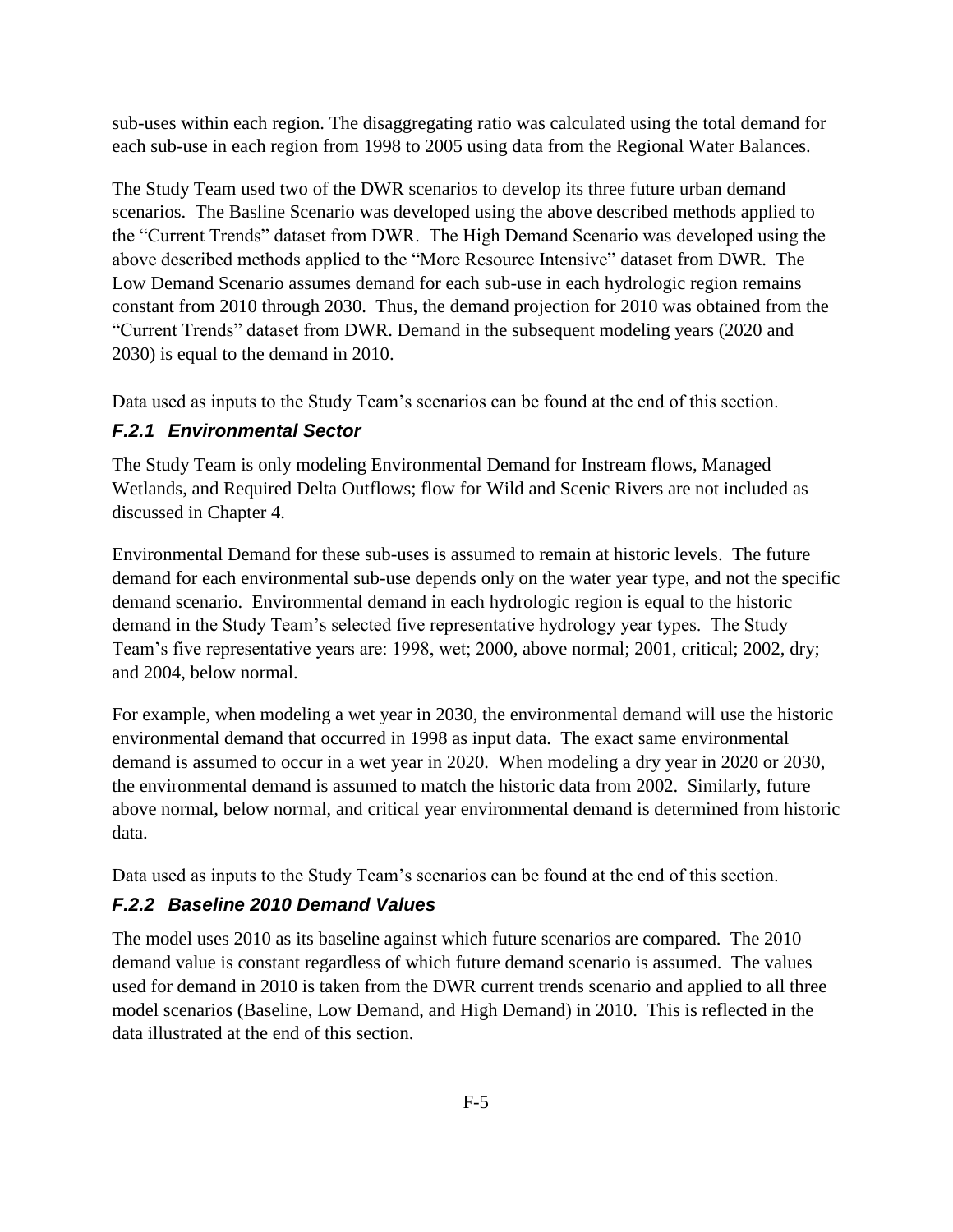sub-uses within each region. The disaggregating ratio was calculated using the total demand for each sub-use in each region from 1998 to 2005 using data from the Regional Water Balances.

The Study Team used two of the DWR scenarios to develop its three future urban demand scenarios. The Basline Scenario was developed using the above described methods applied to the "Current Trends" dataset from DWR. The High Demand Scenario was developed using the above described methods applied to the "More Resource Intensive" dataset from DWR. The Low Demand Scenario assumes demand for each sub-use in each hydrologic region remains constant from 2010 through 2030. Thus, the demand projection for 2010 was obtained from the "Current Trends" dataset from DWR. Demand in the subsequent modeling years (2020 and 2030) is equal to the demand in 2010.

Data used as inputs to the Study Team's scenarios can be found at the end of this section.

### *F.2.1 Environmental Sector*

The Study Team is only modeling Environmental Demand for Instream flows, Managed Wetlands, and Required Delta Outflows; flow for Wild and Scenic Rivers are not included as discussed in Chapter 4.

Environmental Demand for these sub-uses is assumed to remain at historic levels. The future demand for each environmental sub-use depends only on the water year type, and not the specific demand scenario. Environmental demand in each hydrologic region is equal to the historic demand in the Study Team's selected five representative hydrology year types. The Study Team's five representative years are: 1998, wet; 2000, above normal; 2001, critical; 2002, dry; and 2004, below normal.

For example, when modeling a wet year in 2030, the environmental demand will use the historic environmental demand that occurred in 1998 as input data. The exact same environmental demand is assumed to occur in a wet year in 2020. When modeling a dry year in 2020 or 2030, the environmental demand is assumed to match the historic data from 2002. Similarly, future above normal, below normal, and critical year environmental demand is determined from historic data.

Data used as inputs to the Study Team's scenarios can be found at the end of this section.

### *F.2.2 Baseline 2010 Demand Values*

The model uses 2010 as its baseline against which future scenarios are compared. The 2010 demand value is constant regardless of which future demand scenario is assumed. The values used for demand in 2010 is taken from the DWR current trends scenario and applied to all three model scenarios (Baseline, Low Demand, and High Demand) in 2010. This is reflected in the data illustrated at the end of this section.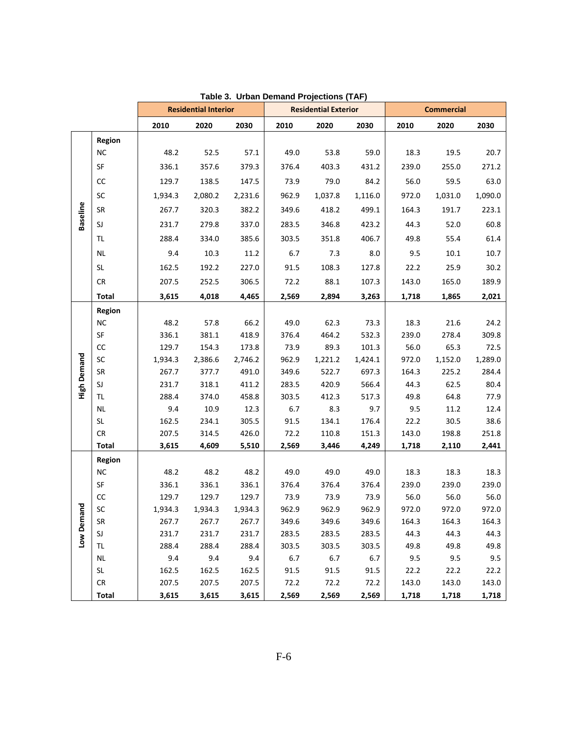**Table 3. Urban Demand Projections (TAF)**

| | | Residential Interior | | | Residential Exterior | | | Commercial | | |
|---|---|---|---|---|---|---|---|---|---|---|
| | | 2010 | 2020 | 2030 | 2010 | 2020 | 2030 | 2010 | 2020 | 2030 |
| **Baseline** | **Region** | | | | | | | | | |
| | NC | 48.2 | 52.5 | 57.1 | 49.0 | 53.8 | 59.0 | 18.3 | 19.5 | 20.7 |
| | SF | 336.1 | 357.6 | 379.3 | 376.4 | 403.3 | 431.2 | 239.0 | 255.0 | 271.2 |
| | CC | 129.7 | 138.5 | 147.5 | 73.9 | 79.0 | 84.2 | 56.0 | 59.5 | 63.0 |
| | SC | 1,934.3 | 2,080.2 | 2,231.6 | 962.9 | 1,037.8 | 1,116.0 | 972.0 | 1,031.0 | 1,090.0 |
| | SR | 267.7 | 320.3 | 382.2 | 349.6 | 418.2 | 499.1 | 164.3 | 191.7 | 223.1 |
| | SJ | 231.7 | 279.8 | 337.0 | 283.5 | 346.8 | 423.2 | 44.3 | 52.0 | 60.8 |
| | TL | 288.4 | 334.0 | 385.6 | 303.5 | 351.8 | 406.7 | 49.8 | 55.4 | 61.4 |
| | NL | 9.4 | 10.3 | 11.2 | 6.7 | 7.3 | 8.0 | 9.5 | 10.1 | 10.7 |
| | SL | 162.5 | 192.2 | 227.0 | 91.5 | 108.3 | 127.8 | 22.2 | 25.9 | 30.2 |
| | CR | 207.5 | 252.5 | 306.5 | 72.2 | 88.1 | 107.3 | 143.0 | 165.0 | 189.9 |
| | **Total** | **3,615** | **4,018** | **4,465** | **2,569** | **2,894** | **3,263** | **1,718** | **1,865** | **2,021** |
| **High Demand** | **Region** | | | | | | | | | |
| | NC | 48.2 | 57.8 | 66.2 | 49.0 | 62.3 | 73.3 | 18.3 | 21.6 | 24.2 |
| | SF | 336.1 | 381.1 | 418.9 | 376.4 | 464.2 | 532.3 | 239.0 | 278.4 | 309.8 |
| | CC | 129.7 | 154.3 | 173.8 | 73.9 | 89.3 | 101.3 | 56.0 | 65.3 | 72.5 |
| | SC | 1,934.3 | 2,386.6 | 2,746.2 | 962.9 | 1,221.2 | 1,424.1 | 972.0 | 1,152.0 | 1,289.0 |
| | SR | 267.7 | 377.7 | 491.0 | 349.6 | 522.7 | 697.3 | 164.3 | 225.2 | 284.4 |
| | SJ | 231.7 | 318.1 | 411.2 | 283.5 | 420.9 | 566.4 | 44.3 | 62.5 | 80.4 |
| | TL | 288.4 | 374.0 | 458.8 | 303.5 | 412.3 | 517.3 | 49.8 | 64.8 | 77.9 |
| | NL | 9.4 | 10.9 | 12.3 | 6.7 | 8.3 | 9.7 | 9.5 | 11.2 | 12.4 |
| | SL | 162.5 | 234.1 | 305.5 | 91.5 | 134.1 | 176.4 | 22.2 | 30.5 | 38.6 |
| | CR | 207.5 | 314.5 | 426.0 | 72.2 | 110.8 | 151.3 | 143.0 | 198.8 | 251.8 |
| | **Total** | **3,615** | **4,609** | **5,510** | **2,569** | **3,446** | **4,249** | **1,718** | **2,110** | **2,441** |
| **Low Demand** | **Region** | | | | | | | | | |
| | NC | 48.2 | 48.2 | 48.2 | 49.0 | 49.0 | 49.0 | 18.3 | 18.3 | 18.3 |
| | SF | 336.1 | 336.1 | 336.1 | 376.4 | 376.4 | 376.4 | 239.0 | 239.0 | 239.0 |
| | CC | 129.7 | 129.7 | 129.7 | 73.9 | 73.9 | 73.9 | 56.0 | 56.0 | 56.0 |
| | SC | 1,934.3 | 1,934.3 | 1,934.3 | 962.9 | 962.9 | 962.9 | 972.0 | 972.0 | 972.0 |
| | SR | 267.7 | 267.7 | 267.7 | 349.6 | 349.6 | 349.6 | 164.3 | 164.3 | 164.3 |
| | SJ | 231.7 | 231.7 | 231.7 | 283.5 | 283.5 | 283.5 | 44.3 | 44.3 | 44.3 |
| | TL | 288.4 | 288.4 | 288.4 | 303.5 | 303.5 | 303.5 | 49.8 | 49.8 | 49.8 |
| | NL | 9.4 | 9.4 | 9.4 | 6.7 | 6.7 | 6.7 | 9.5 | 9.5 | 9.5 |
| | SL | 162.5 | 162.5 | 162.5 | 91.5 | 91.5 | 91.5 | 22.2 | 22.2 | 22.2 |
| | CR | 207.5 | 207.5 | 207.5 | 72.2 | 72.2 | 72.2 | 143.0 | 143.0 | 143.0 |
| | **Total** | **3,615** | **3,615** | **3,615** | **2,569** | **2,569** | **2,569** | **1,718** | **1,718** | **1,718** |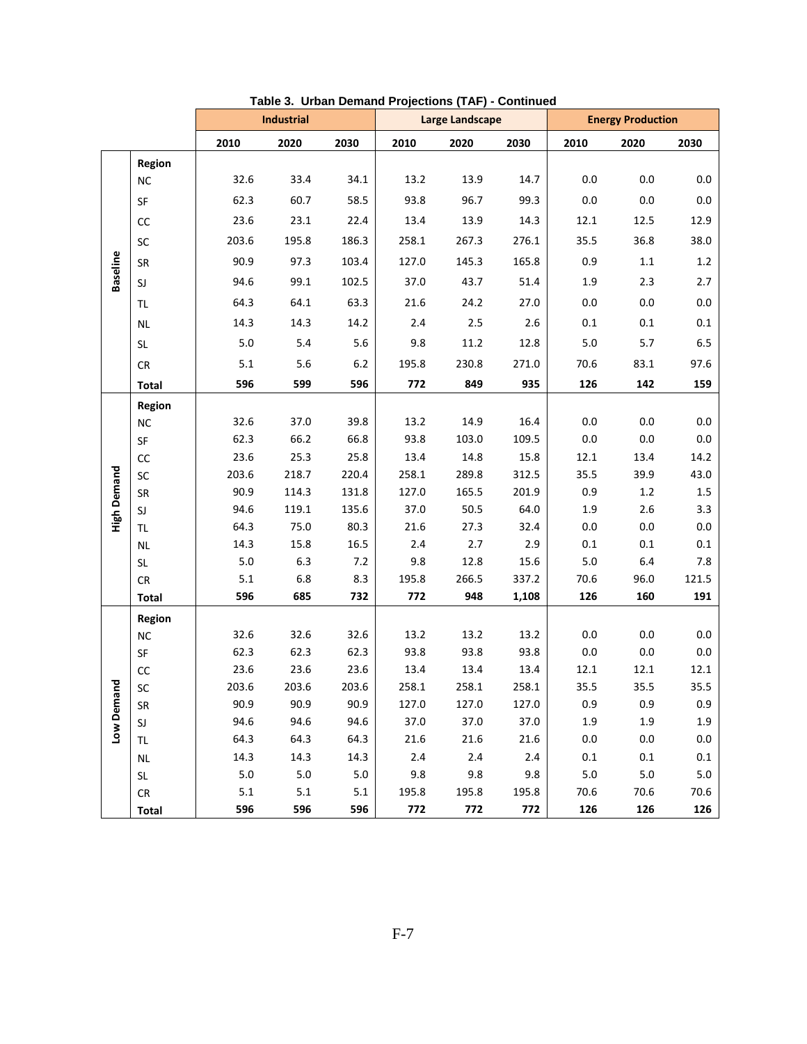**Table 3. Urban Demand Projections (TAF) - Continued**

| Scenario | Region | Industrial 2010 | Industrial 2020 | Industrial 2030 | Large Landscape 2010 | Large Landscape 2020 | Large Landscape 2030 | Energy Production 2010 | Energy Production 2020 | Energy Production 2030 |
|---|---|---|---|---|---|---|---|---|---|---|
| Baseline | NC | 32.6 | 33.4 | 34.1 | 13.2 | 13.9 | 14.7 | 0.0 | 0.0 | 0.0 |
| | SF | 62.3 | 60.7 | 58.5 | 93.8 | 96.7 | 99.3 | 0.0 | 0.0 | 0.0 |
| | CC | 23.6 | 23.1 | 22.4 | 13.4 | 13.9 | 14.3 | 12.1 | 12.5 | 12.9 |
| | SC | 203.6 | 195.8 | 186.3 | 258.1 | 267.3 | 276.1 | 35.5 | 36.8 | 38.0 |
| | SR | 90.9 | 97.3 | 103.4 | 127.0 | 145.3 | 165.8 | 0.9 | 1.1 | 1.2 |
| | SJ | 94.6 | 99.1 | 102.5 | 37.0 | 43.7 | 51.4 | 1.9 | 2.3 | 2.7 |
| | TL | 64.3 | 64.1 | 63.3 | 21.6 | 24.2 | 27.0 | 0.0 | 0.0 | 0.0 |
| | NL | 14.3 | 14.3 | 14.2 | 2.4 | 2.5 | 2.6 | 0.1 | 0.1 | 0.1 |
| | SL | 5.0 | 5.4 | 5.6 | 9.8 | 11.2 | 12.8 | 5.0 | 5.7 | 6.5 |
| | CR | 5.1 | 5.6 | 6.2 | 195.8 | 230.8 | 271.0 | 70.6 | 83.1 | 97.6 |
| | **Total** | **596** | **599** | **596** | **772** | **849** | **935** | **126** | **142** | **159** |
| High Demand | NC | 32.6 | 37.0 | 39.8 | 13.2 | 14.9 | 16.4 | 0.0 | 0.0 | 0.0 |
| | SF | 62.3 | 66.2 | 66.8 | 93.8 | 103.0 | 109.5 | 0.0 | 0.0 | 0.0 |
| | CC | 23.6 | 25.3 | 25.8 | 13.4 | 14.8 | 15.8 | 12.1 | 13.4 | 14.2 |
| | SC | 203.6 | 218.7 | 220.4 | 258.1 | 289.8 | 312.5 | 35.5 | 39.9 | 43.0 |
| | SR | 90.9 | 114.3 | 131.8 | 127.0 | 165.5 | 201.9 | 0.9 | 1.2 | 1.5 |
| | SJ | 94.6 | 119.1 | 135.6 | 37.0 | 50.5 | 64.0 | 1.9 | 2.6 | 3.3 |
| | TL | 64.3 | 75.0 | 80.3 | 21.6 | 27.3 | 32.4 | 0.0 | 0.0 | 0.0 |
| | NL | 14.3 | 15.8 | 16.5 | 2.4 | 2.7 | 2.9 | 0.1 | 0.1 | 0.1 |
| | SL | 5.0 | 6.3 | 7.2 | 9.8 | 12.8 | 15.6 | 5.0 | 6.4 | 7.8 |
| | CR | 5.1 | 6.8 | 8.3 | 195.8 | 266.5 | 337.2 | 70.6 | 96.0 | 121.5 |
| | **Total** | **596** | **685** | **732** | **772** | **948** | **1,108** | **126** | **160** | **191** |
| Low Demand | NC | 32.6 | 32.6 | 32.6 | 13.2 | 13.2 | 13.2 | 0.0 | 0.0 | 0.0 |
| | SF | 62.3 | 62.3 | 62.3 | 93.8 | 93.8 | 93.8 | 0.0 | 0.0 | 0.0 |
| | CC | 23.6 | 23.6 | 23.6 | 13.4 | 13.4 | 13.4 | 12.1 | 12.1 | 12.1 |
| | SC | 203.6 | 203.6 | 203.6 | 258.1 | 258.1 | 258.1 | 35.5 | 35.5 | 35.5 |
| | SR | 90.9 | 90.9 | 90.9 | 127.0 | 127.0 | 127.0 | 0.9 | 0.9 | 0.9 |
| | SJ | 94.6 | 94.6 | 94.6 | 37.0 | 37.0 | 37.0 | 1.9 | 1.9 | 1.9 |
| | TL | 64.3 | 64.3 | 64.3 | 21.6 | 21.6 | 21.6 | 0.0 | 0.0 | 0.0 |
| | NL | 14.3 | 14.3 | 14.3 | 2.4 | 2.4 | 2.4 | 0.1 | 0.1 | 0.1 |
| | SL | 5.0 | 5.0 | 5.0 | 9.8 | 9.8 | 9.8 | 5.0 | 5.0 | 5.0 |
| | CR | 5.1 | 5.1 | 5.1 | 195.8 | 195.8 | 195.8 | 70.6 | 70.6 | 70.6 |
| | **Total** | **596** | **596** | **596** | **772** | **772** | **772** | **126** | **126** | **126** |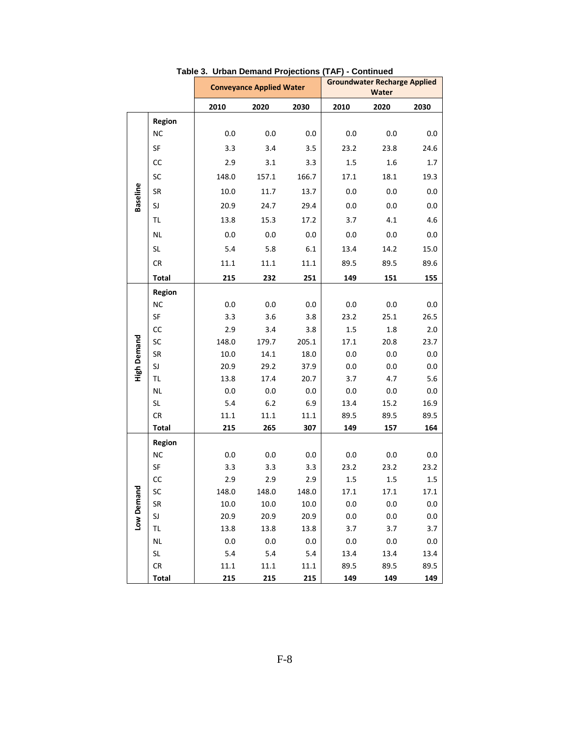**Table 3. Urban Demand Projections (TAF) - Continued**

| Scenario | Region | Conveyance Applied Water | | | Groundwater Recharge Applied Water | | |
|---|---|---|---|---|---|---|---|
| | | 2010 | 2020 | 2030 | 2010 | 2020 | 2030 |
| Baseline | NC | 0.0 | 0.0 | 0.0 | 0.0 | 0.0 | 0.0 |
| | SF | 3.3 | 3.4 | 3.5 | 23.2 | 23.8 | 24.6 |
| | CC | 2.9 | 3.1 | 3.3 | 1.5 | 1.6 | 1.7 |
| | SC | 148.0 | 157.1 | 166.7 | 17.1 | 18.1 | 19.3 |
| | SR | 10.0 | 11.7 | 13.7 | 0.0 | 0.0 | 0.0 |
| | SJ | 20.9 | 24.7 | 29.4 | 0.0 | 0.0 | 0.0 |
| | TL | 13.8 | 15.3 | 17.2 | 3.7 | 4.1 | 4.6 |
| | NL | 0.0 | 0.0 | 0.0 | 0.0 | 0.0 | 0.0 |
| | SL | 5.4 | 5.8 | 6.1 | 13.4 | 14.2 | 15.0 |
| | CR | 11.1 | 11.1 | 11.1 | 89.5 | 89.5 | 89.6 |
| | **Total** | **215** | **232** | **251** | **149** | **151** | **155** |
| High Demand | NC | 0.0 | 0.0 | 0.0 | 0.0 | 0.0 | 0.0 |
| | SF | 3.3 | 3.6 | 3.8 | 23.2 | 25.1 | 26.5 |
| | CC | 2.9 | 3.4 | 3.8 | 1.5 | 1.8 | 2.0 |
| | SC | 148.0 | 179.7 | 205.1 | 17.1 | 20.8 | 23.7 |
| | SR | 10.0 | 14.1 | 18.0 | 0.0 | 0.0 | 0.0 |
| | SJ | 20.9 | 29.2 | 37.9 | 0.0 | 0.0 | 0.0 |
| | TL | 13.8 | 17.4 | 20.7 | 3.7 | 4.7 | 5.6 |
| | NL | 0.0 | 0.0 | 0.0 | 0.0 | 0.0 | 0.0 |
| | SL | 5.4 | 6.2 | 6.9 | 13.4 | 15.2 | 16.9 |
| | CR | 11.1 | 11.1 | 11.1 | 89.5 | 89.5 | 89.5 |
| | **Total** | **215** | **265** | **307** | **149** | **157** | **164** |
| Low Demand | NC | 0.0 | 0.0 | 0.0 | 0.0 | 0.0 | 0.0 |
| | SF | 3.3 | 3.3 | 3.3 | 23.2 | 23.2 | 23.2 |
| | CC | 2.9 | 2.9 | 2.9 | 1.5 | 1.5 | 1.5 |
| | SC | 148.0 | 148.0 | 148.0 | 17.1 | 17.1 | 17.1 |
| | SR | 10.0 | 10.0 | 10.0 | 0.0 | 0.0 | 0.0 |
| | SJ | 20.9 | 20.9 | 20.9 | 0.0 | 0.0 | 0.0 |
| | TL | 13.8 | 13.8 | 13.8 | 3.7 | 3.7 | 3.7 |
| | NL | 0.0 | 0.0 | 0.0 | 0.0 | 0.0 | 0.0 |
| | SL | 5.4 | 5.4 | 5.4 | 13.4 | 13.4 | 13.4 |
| | CR | 11.1 | 11.1 | 11.1 | 89.5 | 89.5 | 89.5 |
| | **Total** | **215** | **215** | **215** | **149** | **149** | **149** |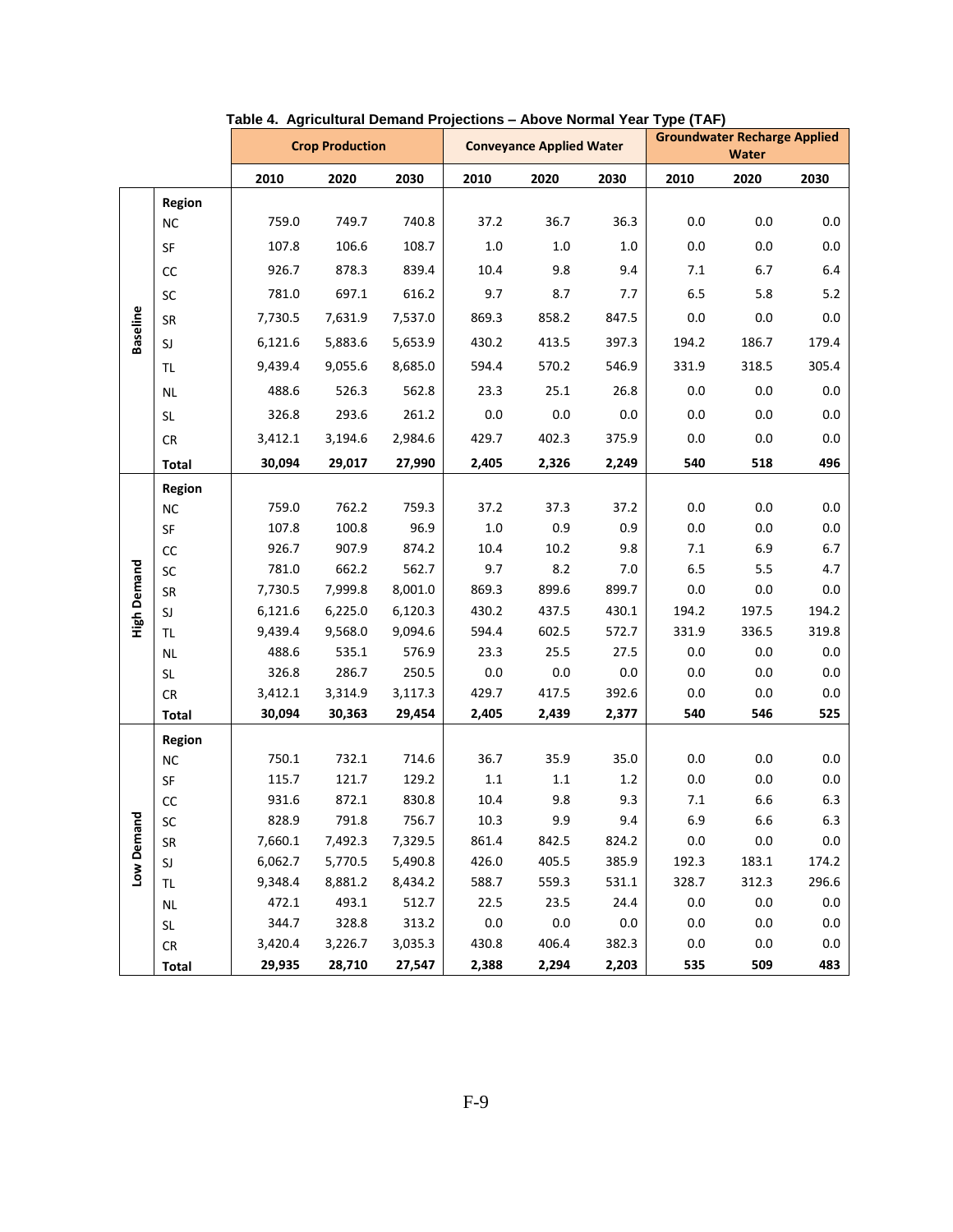**Table 4. Agricultural Demand Projections – Above Normal Year Type (TAF)**

| | | Crop Production | | | Conveyance Applied Water | | | Groundwater Recharge Applied Water | | |
|---|---|---|---|---|---|---|---|---|---|---|
| | | 2010 | 2020 | 2030 | 2010 | 2020 | 2030 | 2010 | 2020 | 2030 |
| Baseline | Region | | | | | | | | | |
| | NC | 759.0 | 749.7 | 740.8 | 37.2 | 36.7 | 36.3 | 0.0 | 0.0 | 0.0 |
| | SF | 107.8 | 106.6 | 108.7 | 1.0 | 1.0 | 1.0 | 0.0 | 0.0 | 0.0 |
| | CC | 926.7 | 878.3 | 839.4 | 10.4 | 9.8 | 9.4 | 7.1 | 6.7 | 6.4 |
| | SC | 781.0 | 697.1 | 616.2 | 9.7 | 8.7 | 7.7 | 6.5 | 5.8 | 5.2 |
| | SR | 7,730.5 | 7,631.9 | 7,537.0 | 869.3 | 858.2 | 847.5 | 0.0 | 0.0 | 0.0 |
| | SJ | 6,121.6 | 5,883.6 | 5,653.9 | 430.2 | 413.5 | 397.3 | 194.2 | 186.7 | 179.4 |
| | TL | 9,439.4 | 9,055.6 | 8,685.0 | 594.4 | 570.2 | 546.9 | 331.9 | 318.5 | 305.4 |
| | NL | 488.6 | 526.3 | 562.8 | 23.3 | 25.1 | 26.8 | 0.0 | 0.0 | 0.0 |
| | SL | 326.8 | 293.6 | 261.2 | 0.0 | 0.0 | 0.0 | 0.0 | 0.0 | 0.0 |
| | CR | 3,412.1 | 3,194.6 | 2,984.6 | 429.7 | 402.3 | 375.9 | 0.0 | 0.0 | 0.0 |
| | **Total** | **30,094** | **29,017** | **27,990** | **2,405** | **2,326** | **2,249** | **540** | **518** | **496** |
| High Demand | Region | | | | | | | | | |
| | NC | 759.0 | 762.2 | 759.3 | 37.2 | 37.3 | 37.2 | 0.0 | 0.0 | 0.0 |
| | SF | 107.8 | 100.8 | 96.9 | 1.0 | 0.9 | 0.9 | 0.0 | 0.0 | 0.0 |
| | CC | 926.7 | 907.9 | 874.2 | 10.4 | 10.2 | 9.8 | 7.1 | 6.9 | 6.7 |
| | SC | 781.0 | 662.2 | 562.7 | 9.7 | 8.2 | 7.0 | 6.5 | 5.5 | 4.7 |
| | SR | 7,730.5 | 7,999.8 | 8,001.0 | 869.3 | 899.6 | 899.7 | 0.0 | 0.0 | 0.0 |
| | SJ | 6,121.6 | 6,225.0 | 6,120.3 | 430.2 | 437.5 | 430.1 | 194.2 | 197.5 | 194.2 |
| | TL | 9,439.4 | 9,568.0 | 9,094.6 | 594.4 | 602.5 | 572.7 | 331.9 | 336.5 | 319.8 |
| | NL | 488.6 | 535.1 | 576.9 | 23.3 | 25.5 | 27.5 | 0.0 | 0.0 | 0.0 |
| | SL | 326.8 | 286.7 | 250.5 | 0.0 | 0.0 | 0.0 | 0.0 | 0.0 | 0.0 |
| | CR | 3,412.1 | 3,314.9 | 3,117.3 | 429.7 | 417.5 | 392.6 | 0.0 | 0.0 | 0.0 |
| | **Total** | **30,094** | **30,363** | **29,454** | **2,405** | **2,439** | **2,377** | **540** | **546** | **525** |
| Low Demand | Region | | | | | | | | | |
| | NC | 750.1 | 732.1 | 714.6 | 36.7 | 35.9 | 35.0 | 0.0 | 0.0 | 0.0 |
| | SF | 115.7 | 121.7 | 129.2 | 1.1 | 1.1 | 1.2 | 0.0 | 0.0 | 0.0 |
| | CC | 931.6 | 872.1 | 830.8 | 10.4 | 9.8 | 9.3 | 7.1 | 6.6 | 6.3 |
| | SC | 828.9 | 791.8 | 756.7 | 10.3 | 9.9 | 9.4 | 6.9 | 6.6 | 6.3 |
| | SR | 7,660.1 | 7,492.3 | 7,329.5 | 861.4 | 842.5 | 824.2 | 0.0 | 0.0 | 0.0 |
| | SJ | 6,062.7 | 5,770.5 | 5,490.8 | 426.0 | 405.5 | 385.9 | 192.3 | 183.1 | 174.2 |
| | TL | 9,348.4 | 8,881.2 | 8,434.2 | 588.7 | 559.3 | 531.1 | 328.7 | 312.3 | 296.6 |
| | NL | 472.1 | 493.1 | 512.7 | 22.5 | 23.5 | 24.4 | 0.0 | 0.0 | 0.0 |
| | SL | 344.7 | 328.8 | 313.2 | 0.0 | 0.0 | 0.0 | 0.0 | 0.0 | 0.0 |
| | CR | 3,420.4 | 3,226.7 | 3,035.3 | 430.8 | 406.4 | 382.3 | 0.0 | 0.0 | 0.0 |
| | **Total** | **29,935** | **28,710** | **27,547** | **2,388** | **2,294** | **2,203** | **535** | **509** | **483** |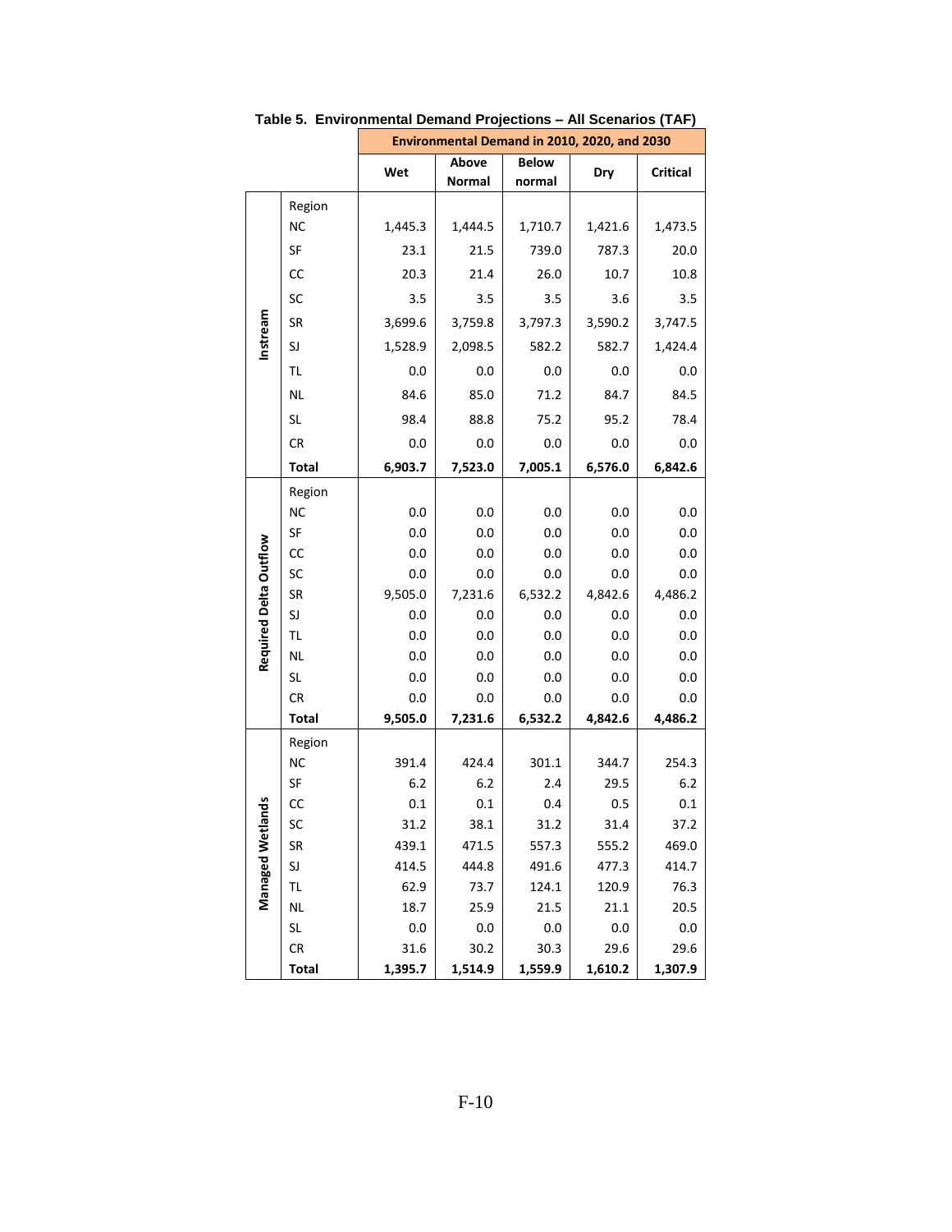**Table 5. Environmental Demand Projections – All Scenarios (TAF)**

| | | Environmental Demand in 2010, 2020, and 2030 | | | | |
|---|---|---|---|---|---|---|
| | | Wet | Above Normal | Below normal | Dry | Critical |
| Instream | Region | | | | | |
| | NC | 1,445.3 | 1,444.5 | 1,710.7 | 1,421.6 | 1,473.5 |
| | SF | 23.1 | 21.5 | 739.0 | 787.3 | 20.0 |
| | CC | 20.3 | 21.4 | 26.0 | 10.7 | 10.8 |
| | SC | 3.5 | 3.5 | 3.5 | 3.6 | 3.5 |
| | SR | 3,699.6 | 3,759.8 | 3,797.3 | 3,590.2 | 3,747.5 |
| | SJ | 1,528.9 | 2,098.5 | 582.2 | 582.7 | 1,424.4 |
| | TL | 0.0 | 0.0 | 0.0 | 0.0 | 0.0 |
| | NL | 84.6 | 85.0 | 71.2 | 84.7 | 84.5 |
| | SL | 98.4 | 88.8 | 75.2 | 95.2 | 78.4 |
| | CR | 0.0 | 0.0 | 0.0 | 0.0 | 0.0 |
| | **Total** | **6,903.7** | **7,523.0** | **7,005.1** | **6,576.0** | **6,842.6** |
| Required Delta Outflow | Region | | | | | |
| | NC | 0.0 | 0.0 | 0.0 | 0.0 | 0.0 |
| | SF | 0.0 | 0.0 | 0.0 | 0.0 | 0.0 |
| | CC | 0.0 | 0.0 | 0.0 | 0.0 | 0.0 |
| | SC | 0.0 | 0.0 | 0.0 | 0.0 | 0.0 |
| | SR | 9,505.0 | 7,231.6 | 6,532.2 | 4,842.6 | 4,486.2 |
| | SJ | 0.0 | 0.0 | 0.0 | 0.0 | 0.0 |
| | TL | 0.0 | 0.0 | 0.0 | 0.0 | 0.0 |
| | NL | 0.0 | 0.0 | 0.0 | 0.0 | 0.0 |
| | SL | 0.0 | 0.0 | 0.0 | 0.0 | 0.0 |
| | CR | 0.0 | 0.0 | 0.0 | 0.0 | 0.0 |
| | **Total** | **9,505.0** | **7,231.6** | **6,532.2** | **4,842.6** | **4,486.2** |
| Managed Wetlands | Region | | | | | |
| | NC | 391.4 | 424.4 | 301.1 | 344.7 | 254.3 |
| | SF | 6.2 | 6.2 | 2.4 | 29.5 | 6.2 |
| | CC | 0.1 | 0.1 | 0.4 | 0.5 | 0.1 |
| | SC | 31.2 | 38.1 | 31.2 | 31.4 | 37.2 |
| | SR | 439.1 | 471.5 | 557.3 | 555.2 | 469.0 |
| | SJ | 414.5 | 444.8 | 491.6 | 477.3 | 414.7 |
| | TL | 62.9 | 73.7 | 124.1 | 120.9 | 76.3 |
| | NL | 18.7 | 25.9 | 21.5 | 21.1 | 20.5 |
| | SL | 0.0 | 0.0 | 0.0 | 0.0 | 0.0 |
| | CR | 31.6 | 30.2 | 30.3 | 29.6 | 29.6 |
| | **Total** | **1,395.7** | **1,514.9** | **1,559.9** | **1,610.2** | **1,307.9** |